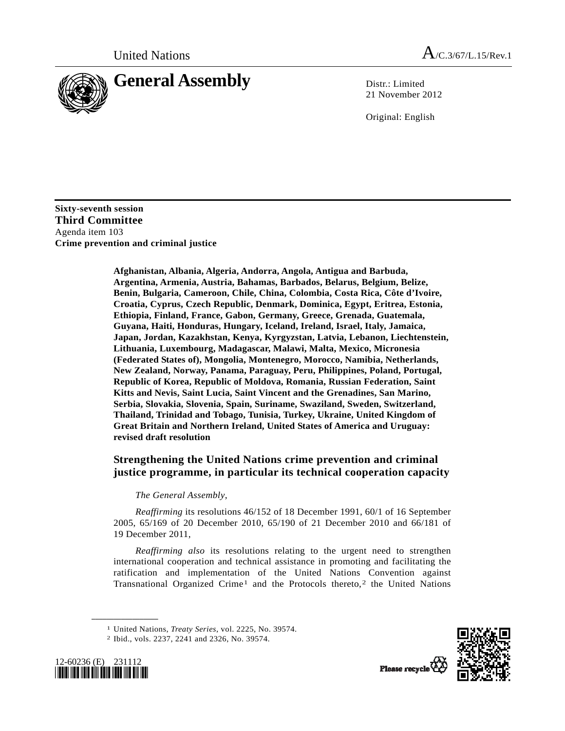United Nations

A/C.3/67/L.15/Rev.1

# General Assembly

Distr.: Limited
21 November 2012

Original: English

**Sixty-seventh session**
**Third Committee**
Agenda item 103
**Crime prevention and criminal justice**

**Afghanistan, Albania, Algeria, Andorra, Angola, Antigua and Barbuda, Argentina, Armenia, Austria, Bahamas, Barbados, Belarus, Belgium, Belize, Benin, Bulgaria, Cameroon, Chile, China, Colombia, Costa Rica, Côte d'Ivoire, Croatia, Cyprus, Czech Republic, Denmark, Dominica, Egypt, Eritrea, Estonia, Ethiopia, Finland, France, Gabon, Germany, Greece, Grenada, Guatemala, Guyana, Haiti, Honduras, Hungary, Iceland, Ireland, Israel, Italy, Jamaica, Japan, Jordan, Kazakhstan, Kenya, Kyrgyzstan, Latvia, Lebanon, Liechtenstein, Lithuania, Luxembourg, Madagascar, Malawi, Malta, Mexico, Micronesia (Federated States of), Mongolia, Montenegro, Morocco, Namibia, Netherlands, New Zealand, Norway, Panama, Paraguay, Peru, Philippines, Poland, Portugal, Republic of Korea, Republic of Moldova, Romania, Russian Federation, Saint Kitts and Nevis, Saint Lucia, Saint Vincent and the Grenadines, San Marino, Serbia, Slovakia, Slovenia, Spain, Suriname, Swaziland, Sweden, Switzerland, Thailand, Trinidad and Tobago, Tunisia, Turkey, Ukraine, United Kingdom of Great Britain and Northern Ireland, United States of America and Uruguay: revised draft resolution**

## Strengthening the United Nations crime prevention and criminal justice programme, in particular its technical cooperation capacity

*The General Assembly*,

*Reaffirming* its resolutions 46/152 of 18 December 1991, 60/1 of 16 September 2005, 65/169 of 20 December 2010, 65/190 of 21 December 2010 and 66/181 of 19 December 2011,

*Reaffirming also* its resolutions relating to the urgent need to strengthen international cooperation and technical assistance in promoting and facilitating the ratification and implementation of the United Nations Convention against Transnational Organized Crime[1] and the Protocols thereto,[2] the United Nations

---

[1] United Nations, *Treaty Series*, vol. 2225, No. 39574.

[2] Ibid., vols. 2237, 2241 and 2326, No. 39574.

12-60236 (E) 231112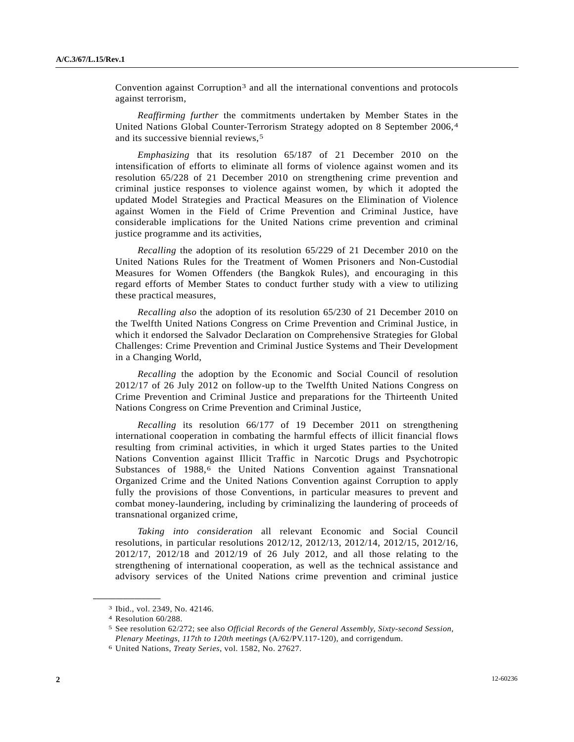Convention against Corruption[3] and all the international conventions and protocols against terrorism,

*Reaffirming further* the commitments undertaken by Member States in the United Nations Global Counter-Terrorism Strategy adopted on 8 September 2006,[4] and its successive biennial reviews,[5]

*Emphasizing* that its resolution 65/187 of 21 December 2010 on the intensification of efforts to eliminate all forms of violence against women and its resolution 65/228 of 21 December 2010 on strengthening crime prevention and criminal justice responses to violence against women, by which it adopted the updated Model Strategies and Practical Measures on the Elimination of Violence against Women in the Field of Crime Prevention and Criminal Justice, have considerable implications for the United Nations crime prevention and criminal justice programme and its activities,

*Recalling* the adoption of its resolution 65/229 of 21 December 2010 on the United Nations Rules for the Treatment of Women Prisoners and Non-Custodial Measures for Women Offenders (the Bangkok Rules), and encouraging in this regard efforts of Member States to conduct further study with a view to utilizing these practical measures,

*Recalling also* the adoption of its resolution 65/230 of 21 December 2010 on the Twelfth United Nations Congress on Crime Prevention and Criminal Justice, in which it endorsed the Salvador Declaration on Comprehensive Strategies for Global Challenges: Crime Prevention and Criminal Justice Systems and Their Development in a Changing World,

*Recalling* the adoption by the Economic and Social Council of resolution 2012/17 of 26 July 2012 on follow-up to the Twelfth United Nations Congress on Crime Prevention and Criminal Justice and preparations for the Thirteenth United Nations Congress on Crime Prevention and Criminal Justice,

*Recalling* its resolution 66/177 of 19 December 2011 on strengthening international cooperation in combating the harmful effects of illicit financial flows resulting from criminal activities, in which it urged States parties to the United Nations Convention against Illicit Traffic in Narcotic Drugs and Psychotropic Substances of 1988,[6] the United Nations Convention against Transnational Organized Crime and the United Nations Convention against Corruption to apply fully the provisions of those Conventions, in particular measures to prevent and combat money-laundering, including by criminalizing the laundering of proceeds of transnational organized crime,

*Taking into consideration* all relevant Economic and Social Council resolutions, in particular resolutions 2012/12, 2012/13, 2012/14, 2012/15, 2012/16, 2012/17, 2012/18 and 2012/19 of 26 July 2012, and all those relating to the strengthening of international cooperation, as well as the technical assistance and advisory services of the United Nations crime prevention and criminal justice

---

[3] Ibid., vol. 2349, No. 42146.

[4] Resolution 60/288.

[5] See resolution 62/272; see also *Official Records of the General Assembly, Sixty-second Session, Plenary Meetings, 117th to 120th meetings* (A/62/PV.117-120), and corrigendum.

[6] United Nations, *Treaty Series*, vol. 1582, No. 27627.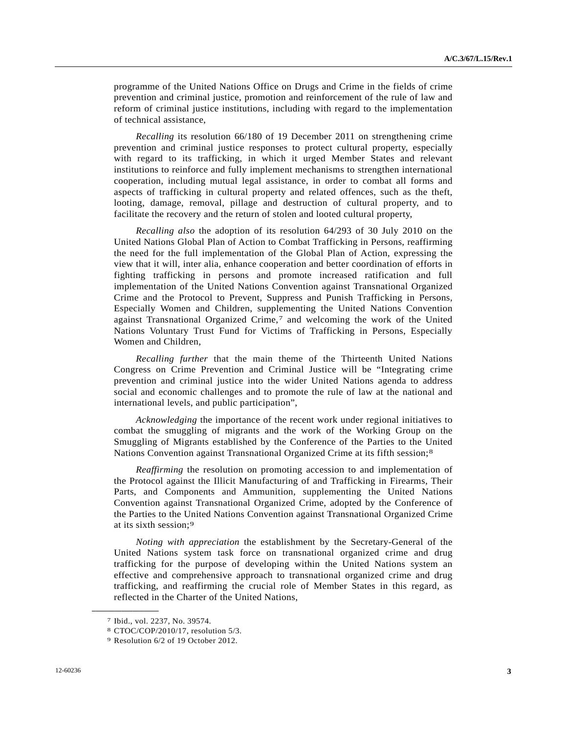programme of the United Nations Office on Drugs and Crime in the fields of crime prevention and criminal justice, promotion and reinforcement of the rule of law and reform of criminal justice institutions, including with regard to the implementation of technical assistance,

*Recalling* its resolution 66/180 of 19 December 2011 on strengthening crime prevention and criminal justice responses to protect cultural property, especially with regard to its trafficking, in which it urged Member States and relevant institutions to reinforce and fully implement mechanisms to strengthen international cooperation, including mutual legal assistance, in order to combat all forms and aspects of trafficking in cultural property and related offences, such as the theft, looting, damage, removal, pillage and destruction of cultural property, and to facilitate the recovery and the return of stolen and looted cultural property,

*Recalling also* the adoption of its resolution 64/293 of 30 July 2010 on the United Nations Global Plan of Action to Combat Trafficking in Persons, reaffirming the need for the full implementation of the Global Plan of Action, expressing the view that it will, inter alia, enhance cooperation and better coordination of efforts in fighting trafficking in persons and promote increased ratification and full implementation of the United Nations Convention against Transnational Organized Crime and the Protocol to Prevent, Suppress and Punish Trafficking in Persons, Especially Women and Children, supplementing the United Nations Convention against Transnational Organized Crime,[7] and welcoming the work of the United Nations Voluntary Trust Fund for Victims of Trafficking in Persons, Especially Women and Children,

*Recalling further* that the main theme of the Thirteenth United Nations Congress on Crime Prevention and Criminal Justice will be "Integrating crime prevention and criminal justice into the wider United Nations agenda to address social and economic challenges and to promote the rule of law at the national and international levels, and public participation",

*Acknowledging* the importance of the recent work under regional initiatives to combat the smuggling of migrants and the work of the Working Group on the Smuggling of Migrants established by the Conference of the Parties to the United Nations Convention against Transnational Organized Crime at its fifth session;[8]

*Reaffirming* the resolution on promoting accession to and implementation of the Protocol against the Illicit Manufacturing of and Trafficking in Firearms, Their Parts, and Components and Ammunition, supplementing the United Nations Convention against Transnational Organized Crime, adopted by the Conference of the Parties to the United Nations Convention against Transnational Organized Crime at its sixth session;[9]

*Noting with appreciation* the establishment by the Secretary-General of the United Nations system task force on transnational organized crime and drug trafficking for the purpose of developing within the United Nations system an effective and comprehensive approach to transnational organized crime and drug trafficking, and reaffirming the crucial role of Member States in this regard, as reflected in the Charter of the United Nations,

---

[7] Ibid., vol. 2237, No. 39574.

[8] CTOC/COP/2010/17, resolution 5/3.

[9] Resolution 6/2 of 19 October 2012.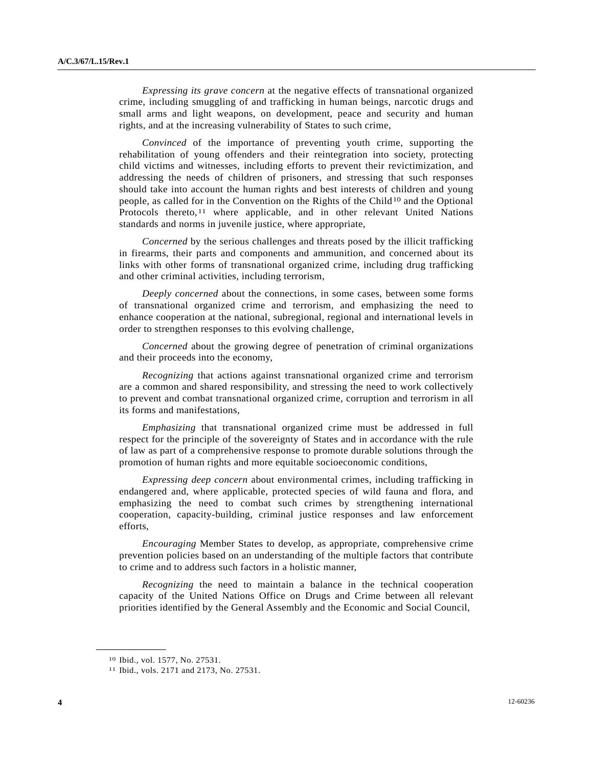*Expressing its grave concern* at the negative effects of transnational organized crime, including smuggling of and trafficking in human beings, narcotic drugs and small arms and light weapons, on development, peace and security and human rights, and at the increasing vulnerability of States to such crime,

*Convinced* of the importance of preventing youth crime, supporting the rehabilitation of young offenders and their reintegration into society, protecting child victims and witnesses, including efforts to prevent their revictimization, and addressing the needs of children of prisoners, and stressing that such responses should take into account the human rights and best interests of children and young people, as called for in the Convention on the Rights of the Child[10] and the Optional Protocols thereto,[11] where applicable, and in other relevant United Nations standards and norms in juvenile justice, where appropriate,

*Concerned* by the serious challenges and threats posed by the illicit trafficking in firearms, their parts and components and ammunition, and concerned about its links with other forms of transnational organized crime, including drug trafficking and other criminal activities, including terrorism,

*Deeply concerned* about the connections, in some cases, between some forms of transnational organized crime and terrorism, and emphasizing the need to enhance cooperation at the national, subregional, regional and international levels in order to strengthen responses to this evolving challenge,

*Concerned* about the growing degree of penetration of criminal organizations and their proceeds into the economy,

*Recognizing* that actions against transnational organized crime and terrorism are a common and shared responsibility, and stressing the need to work collectively to prevent and combat transnational organized crime, corruption and terrorism in all its forms and manifestations,

*Emphasizing* that transnational organized crime must be addressed in full respect for the principle of the sovereignty of States and in accordance with the rule of law as part of a comprehensive response to promote durable solutions through the promotion of human rights and more equitable socioeconomic conditions,

*Expressing deep concern* about environmental crimes, including trafficking in endangered and, where applicable, protected species of wild fauna and flora, and emphasizing the need to combat such crimes by strengthening international cooperation, capacity-building, criminal justice responses and law enforcement efforts,

*Encouraging* Member States to develop, as appropriate, comprehensive crime prevention policies based on an understanding of the multiple factors that contribute to crime and to address such factors in a holistic manner,

*Recognizing* the need to maintain a balance in the technical cooperation capacity of the United Nations Office on Drugs and Crime between all relevant priorities identified by the General Assembly and the Economic and Social Council,

---

[10] Ibid., vol. 1577, No. 27531.

[11] Ibid., vols. 2171 and 2173, No. 27531.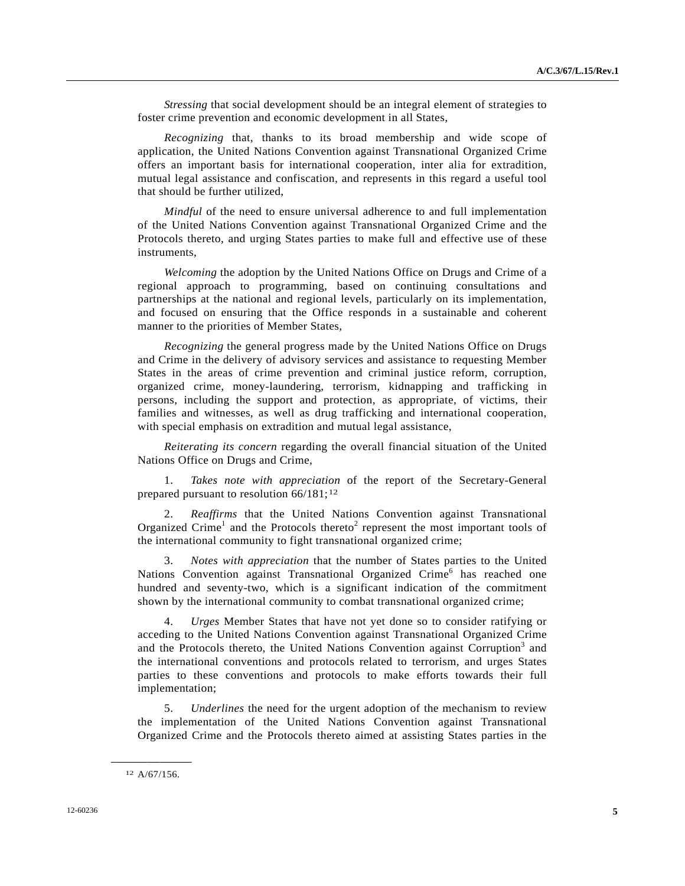*Stressing* that social development should be an integral element of strategies to foster crime prevention and economic development in all States,

*Recognizing* that, thanks to its broad membership and wide scope of application, the United Nations Convention against Transnational Organized Crime offers an important basis for international cooperation, inter alia for extradition, mutual legal assistance and confiscation, and represents in this regard a useful tool that should be further utilized,

*Mindful* of the need to ensure universal adherence to and full implementation of the United Nations Convention against Transnational Organized Crime and the Protocols thereto, and urging States parties to make full and effective use of these instruments,

*Welcoming* the adoption by the United Nations Office on Drugs and Crime of a regional approach to programming, based on continuing consultations and partnerships at the national and regional levels, particularly on its implementation, and focused on ensuring that the Office responds in a sustainable and coherent manner to the priorities of Member States,

*Recognizing* the general progress made by the United Nations Office on Drugs and Crime in the delivery of advisory services and assistance to requesting Member States in the areas of crime prevention and criminal justice reform, corruption, organized crime, money-laundering, terrorism, kidnapping and trafficking in persons, including the support and protection, as appropriate, of victims, their families and witnesses, as well as drug trafficking and international cooperation, with special emphasis on extradition and mutual legal assistance,

*Reiterating its concern* regarding the overall financial situation of the United Nations Office on Drugs and Crime,

1. *Takes note with appreciation* of the report of the Secretary-General prepared pursuant to resolution 66/181;[12]

2. *Reaffirms* that the United Nations Convention against Transnational Organized Crime[1] and the Protocols thereto[2] represent the most important tools of the international community to fight transnational organized crime;

3. *Notes with appreciation* that the number of States parties to the United Nations Convention against Transnational Organized Crime[6] has reached one hundred and seventy-two, which is a significant indication of the commitment shown by the international community to combat transnational organized crime;

4. *Urges* Member States that have not yet done so to consider ratifying or acceding to the United Nations Convention against Transnational Organized Crime and the Protocols thereto, the United Nations Convention against Corruption[3] and the international conventions and protocols related to terrorism, and urges States parties to these conventions and protocols to make efforts towards their full implementation;

5. *Underlines* the need for the urgent adoption of the mechanism to review the implementation of the United Nations Convention against Transnational Organized Crime and the Protocols thereto aimed at assisting States parties in the

---

[12] A/67/156.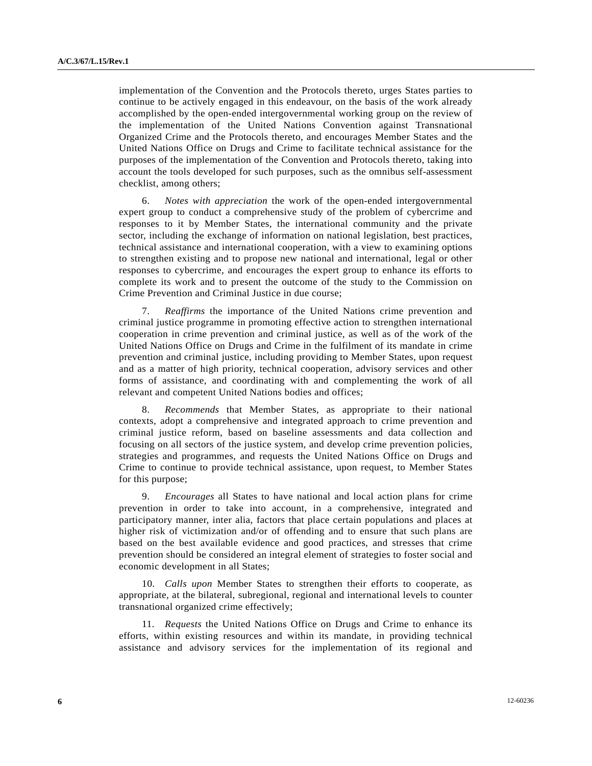implementation of the Convention and the Protocols thereto, urges States parties to continue to be actively engaged in this endeavour, on the basis of the work already accomplished by the open-ended intergovernmental working group on the review of the implementation of the United Nations Convention against Transnational Organized Crime and the Protocols thereto, and encourages Member States and the United Nations Office on Drugs and Crime to facilitate technical assistance for the purposes of the implementation of the Convention and Protocols thereto, taking into account the tools developed for such purposes, such as the omnibus self-assessment checklist, among others;

6. *Notes with appreciation* the work of the open-ended intergovernmental expert group to conduct a comprehensive study of the problem of cybercrime and responses to it by Member States, the international community and the private sector, including the exchange of information on national legislation, best practices, technical assistance and international cooperation, with a view to examining options to strengthen existing and to propose new national and international, legal or other responses to cybercrime, and encourages the expert group to enhance its efforts to complete its work and to present the outcome of the study to the Commission on Crime Prevention and Criminal Justice in due course;

7. *Reaffirms* the importance of the United Nations crime prevention and criminal justice programme in promoting effective action to strengthen international cooperation in crime prevention and criminal justice, as well as of the work of the United Nations Office on Drugs and Crime in the fulfilment of its mandate in crime prevention and criminal justice, including providing to Member States, upon request and as a matter of high priority, technical cooperation, advisory services and other forms of assistance, and coordinating with and complementing the work of all relevant and competent United Nations bodies and offices;

8. *Recommends* that Member States, as appropriate to their national contexts, adopt a comprehensive and integrated approach to crime prevention and criminal justice reform, based on baseline assessments and data collection and focusing on all sectors of the justice system, and develop crime prevention policies, strategies and programmes, and requests the United Nations Office on Drugs and Crime to continue to provide technical assistance, upon request, to Member States for this purpose;

9. *Encourages* all States to have national and local action plans for crime prevention in order to take into account, in a comprehensive, integrated and participatory manner, inter alia, factors that place certain populations and places at higher risk of victimization and/or of offending and to ensure that such plans are based on the best available evidence and good practices, and stresses that crime prevention should be considered an integral element of strategies to foster social and economic development in all States;

10. *Calls upon* Member States to strengthen their efforts to cooperate, as appropriate, at the bilateral, subregional, regional and international levels to counter transnational organized crime effectively;

11. *Requests* the United Nations Office on Drugs and Crime to enhance its efforts, within existing resources and within its mandate, in providing technical assistance and advisory services for the implementation of its regional and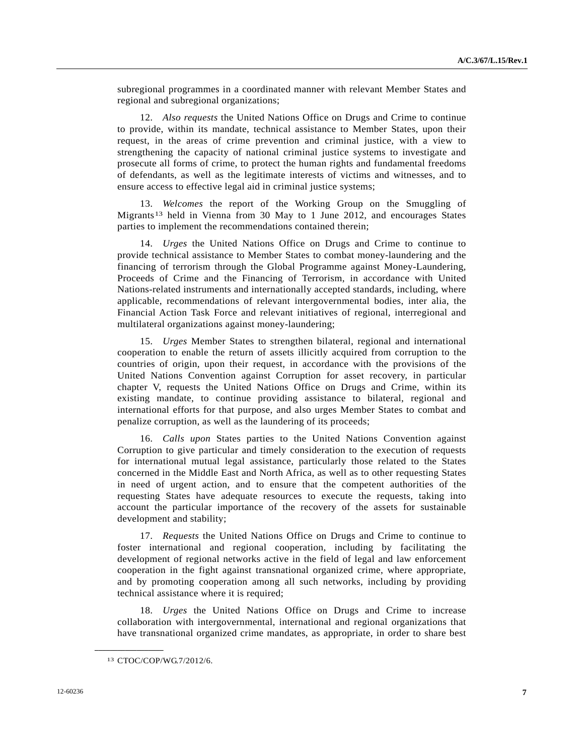subregional programmes in a coordinated manner with relevant Member States and regional and subregional organizations;

12. *Also requests* the United Nations Office on Drugs and Crime to continue to provide, within its mandate, technical assistance to Member States, upon their request, in the areas of crime prevention and criminal justice, with a view to strengthening the capacity of national criminal justice systems to investigate and prosecute all forms of crime, to protect the human rights and fundamental freedoms of defendants, as well as the legitimate interests of victims and witnesses, and to ensure access to effective legal aid in criminal justice systems;

13. *Welcomes* the report of the Working Group on the Smuggling of Migrants[13] held in Vienna from 30 May to 1 June 2012, and encourages States parties to implement the recommendations contained therein;

14. *Urges* the United Nations Office on Drugs and Crime to continue to provide technical assistance to Member States to combat money-laundering and the financing of terrorism through the Global Programme against Money-Laundering, Proceeds of Crime and the Financing of Terrorism, in accordance with United Nations-related instruments and internationally accepted standards, including, where applicable, recommendations of relevant intergovernmental bodies, inter alia, the Financial Action Task Force and relevant initiatives of regional, interregional and multilateral organizations against money-laundering;

15. *Urges* Member States to strengthen bilateral, regional and international cooperation to enable the return of assets illicitly acquired from corruption to the countries of origin, upon their request, in accordance with the provisions of the United Nations Convention against Corruption for asset recovery, in particular chapter V, requests the United Nations Office on Drugs and Crime, within its existing mandate, to continue providing assistance to bilateral, regional and international efforts for that purpose, and also urges Member States to combat and penalize corruption, as well as the laundering of its proceeds;

16. *Calls upon* States parties to the United Nations Convention against Corruption to give particular and timely consideration to the execution of requests for international mutual legal assistance, particularly those related to the States concerned in the Middle East and North Africa, as well as to other requesting States in need of urgent action, and to ensure that the competent authorities of the requesting States have adequate resources to execute the requests, taking into account the particular importance of the recovery of the assets for sustainable development and stability;

17. *Requests* the United Nations Office on Drugs and Crime to continue to foster international and regional cooperation, including by facilitating the development of regional networks active in the field of legal and law enforcement cooperation in the fight against transnational organized crime, where appropriate, and by promoting cooperation among all such networks, including by providing technical assistance where it is required;

18. *Urges* the United Nations Office on Drugs and Crime to increase collaboration with intergovernmental, international and regional organizations that have transnational organized crime mandates, as appropriate, in order to share best

---

[13] CTOC/COP/WG.7/2012/6.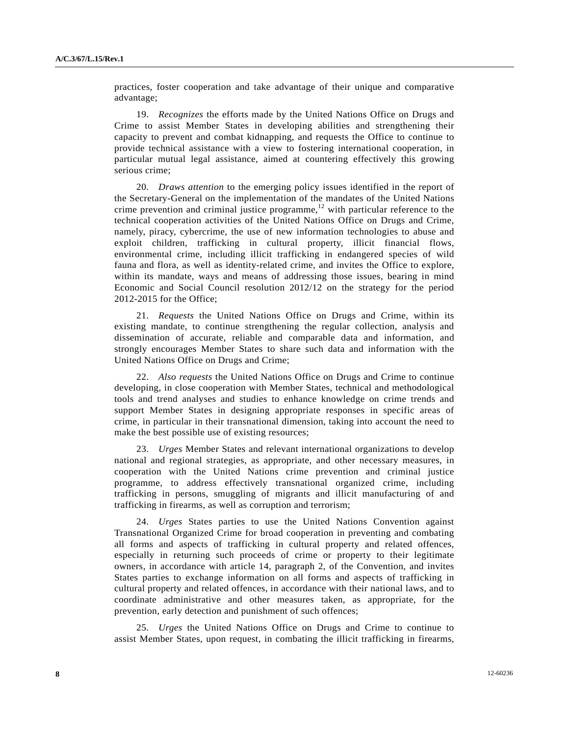practices, foster cooperation and take advantage of their unique and comparative advantage;

19. *Recognizes* the efforts made by the United Nations Office on Drugs and Crime to assist Member States in developing abilities and strengthening their capacity to prevent and combat kidnapping, and requests the Office to continue to provide technical assistance with a view to fostering international cooperation, in particular mutual legal assistance, aimed at countering effectively this growing serious crime;

20. *Draws attention* to the emerging policy issues identified in the report of the Secretary-General on the implementation of the mandates of the United Nations crime prevention and criminal justice programme,[12] with particular reference to the technical cooperation activities of the United Nations Office on Drugs and Crime, namely, piracy, cybercrime, the use of new information technologies to abuse and exploit children, trafficking in cultural property, illicit financial flows, environmental crime, including illicit trafficking in endangered species of wild fauna and flora, as well as identity-related crime, and invites the Office to explore, within its mandate, ways and means of addressing those issues, bearing in mind Economic and Social Council resolution 2012/12 on the strategy for the period 2012-2015 for the Office;

21. *Requests* the United Nations Office on Drugs and Crime, within its existing mandate, to continue strengthening the regular collection, analysis and dissemination of accurate, reliable and comparable data and information, and strongly encourages Member States to share such data and information with the United Nations Office on Drugs and Crime;

22. *Also requests* the United Nations Office on Drugs and Crime to continue developing, in close cooperation with Member States, technical and methodological tools and trend analyses and studies to enhance knowledge on crime trends and support Member States in designing appropriate responses in specific areas of crime, in particular in their transnational dimension, taking into account the need to make the best possible use of existing resources;

23. *Urges* Member States and relevant international organizations to develop national and regional strategies, as appropriate, and other necessary measures, in cooperation with the United Nations crime prevention and criminal justice programme, to address effectively transnational organized crime, including trafficking in persons, smuggling of migrants and illicit manufacturing of and trafficking in firearms, as well as corruption and terrorism;

24. *Urges* States parties to use the United Nations Convention against Transnational Organized Crime for broad cooperation in preventing and combating all forms and aspects of trafficking in cultural property and related offences, especially in returning such proceeds of crime or property to their legitimate owners, in accordance with article 14, paragraph 2, of the Convention, and invites States parties to exchange information on all forms and aspects of trafficking in cultural property and related offences, in accordance with their national laws, and to coordinate administrative and other measures taken, as appropriate, for the prevention, early detection and punishment of such offences;

25. *Urges* the United Nations Office on Drugs and Crime to continue to assist Member States, upon request, in combating the illicit trafficking in firearms,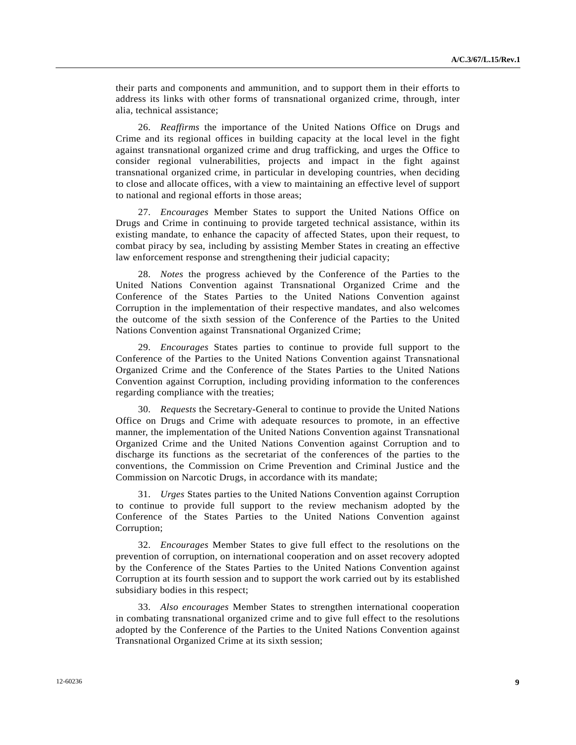their parts and components and ammunition, and to support them in their efforts to address its links with other forms of transnational organized crime, through, inter alia, technical assistance;

26. *Reaffirms* the importance of the United Nations Office on Drugs and Crime and its regional offices in building capacity at the local level in the fight against transnational organized crime and drug trafficking, and urges the Office to consider regional vulnerabilities, projects and impact in the fight against transnational organized crime, in particular in developing countries, when deciding to close and allocate offices, with a view to maintaining an effective level of support to national and regional efforts in those areas;

27. *Encourages* Member States to support the United Nations Office on Drugs and Crime in continuing to provide targeted technical assistance, within its existing mandate, to enhance the capacity of affected States, upon their request, to combat piracy by sea, including by assisting Member States in creating an effective law enforcement response and strengthening their judicial capacity;

28. *Notes* the progress achieved by the Conference of the Parties to the United Nations Convention against Transnational Organized Crime and the Conference of the States Parties to the United Nations Convention against Corruption in the implementation of their respective mandates, and also welcomes the outcome of the sixth session of the Conference of the Parties to the United Nations Convention against Transnational Organized Crime;

29. *Encourages* States parties to continue to provide full support to the Conference of the Parties to the United Nations Convention against Transnational Organized Crime and the Conference of the States Parties to the United Nations Convention against Corruption, including providing information to the conferences regarding compliance with the treaties;

30. *Requests* the Secretary-General to continue to provide the United Nations Office on Drugs and Crime with adequate resources to promote, in an effective manner, the implementation of the United Nations Convention against Transnational Organized Crime and the United Nations Convention against Corruption and to discharge its functions as the secretariat of the conferences of the parties to the conventions, the Commission on Crime Prevention and Criminal Justice and the Commission on Narcotic Drugs, in accordance with its mandate;

31. *Urges* States parties to the United Nations Convention against Corruption to continue to provide full support to the review mechanism adopted by the Conference of the States Parties to the United Nations Convention against Corruption;

32. *Encourages* Member States to give full effect to the resolutions on the prevention of corruption, on international cooperation and on asset recovery adopted by the Conference of the States Parties to the United Nations Convention against Corruption at its fourth session and to support the work carried out by its established subsidiary bodies in this respect;

33. *Also encourages* Member States to strengthen international cooperation in combating transnational organized crime and to give full effect to the resolutions adopted by the Conference of the Parties to the United Nations Convention against Transnational Organized Crime at its sixth session;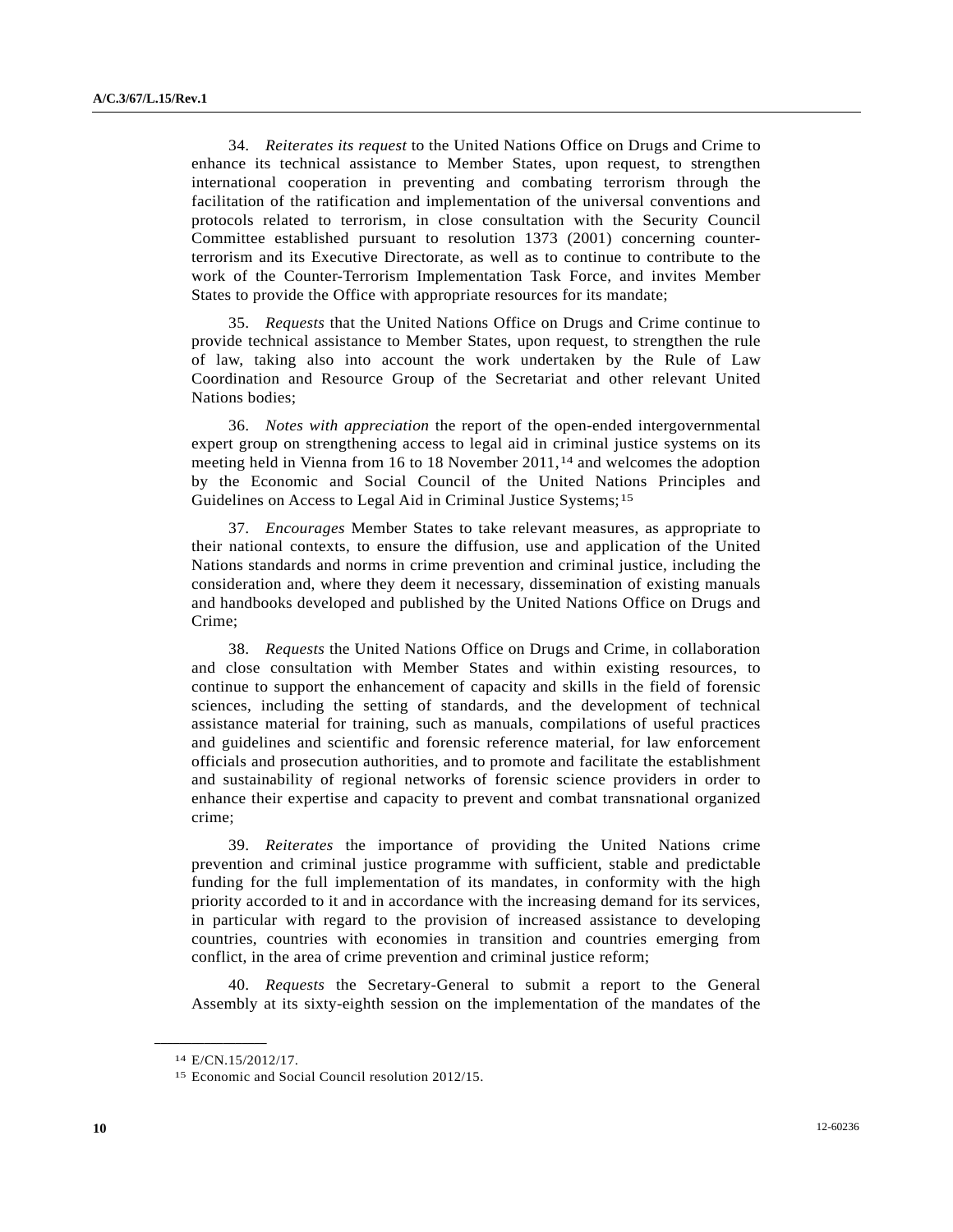34. *Reiterates its request* to the United Nations Office on Drugs and Crime to enhance its technical assistance to Member States, upon request, to strengthen international cooperation in preventing and combating terrorism through the facilitation of the ratification and implementation of the universal conventions and protocols related to terrorism, in close consultation with the Security Council Committee established pursuant to resolution 1373 (2001) concerning counter-terrorism and its Executive Directorate, as well as to continue to contribute to the work of the Counter-Terrorism Implementation Task Force, and invites Member States to provide the Office with appropriate resources for its mandate;

35. *Requests* that the United Nations Office on Drugs and Crime continue to provide technical assistance to Member States, upon request, to strengthen the rule of law, taking also into account the work undertaken by the Rule of Law Coordination and Resource Group of the Secretariat and other relevant United Nations bodies;

36. *Notes with appreciation* the report of the open-ended intergovernmental expert group on strengthening access to legal aid in criminal justice systems on its meeting held in Vienna from 16 to 18 November 2011,[14] and welcomes the adoption by the Economic and Social Council of the United Nations Principles and Guidelines on Access to Legal Aid in Criminal Justice Systems;[15]

37. *Encourages* Member States to take relevant measures, as appropriate to their national contexts, to ensure the diffusion, use and application of the United Nations standards and norms in crime prevention and criminal justice, including the consideration and, where they deem it necessary, dissemination of existing manuals and handbooks developed and published by the United Nations Office on Drugs and Crime;

38. *Requests* the United Nations Office on Drugs and Crime, in collaboration and close consultation with Member States and within existing resources, to continue to support the enhancement of capacity and skills in the field of forensic sciences, including the setting of standards, and the development of technical assistance material for training, such as manuals, compilations of useful practices and guidelines and scientific and forensic reference material, for law enforcement officials and prosecution authorities, and to promote and facilitate the establishment and sustainability of regional networks of forensic science providers in order to enhance their expertise and capacity to prevent and combat transnational organized crime;

39. *Reiterates* the importance of providing the United Nations crime prevention and criminal justice programme with sufficient, stable and predictable funding for the full implementation of its mandates, in conformity with the high priority accorded to it and in accordance with the increasing demand for its services, in particular with regard to the provision of increased assistance to developing countries, countries with economies in transition and countries emerging from conflict, in the area of crime prevention and criminal justice reform;

40. *Requests* the Secretary-General to submit a report to the General Assembly at its sixty-eighth session on the implementation of the mandates of the

---

[14] E/CN.15/2012/17.

[15] Economic and Social Council resolution 2012/15.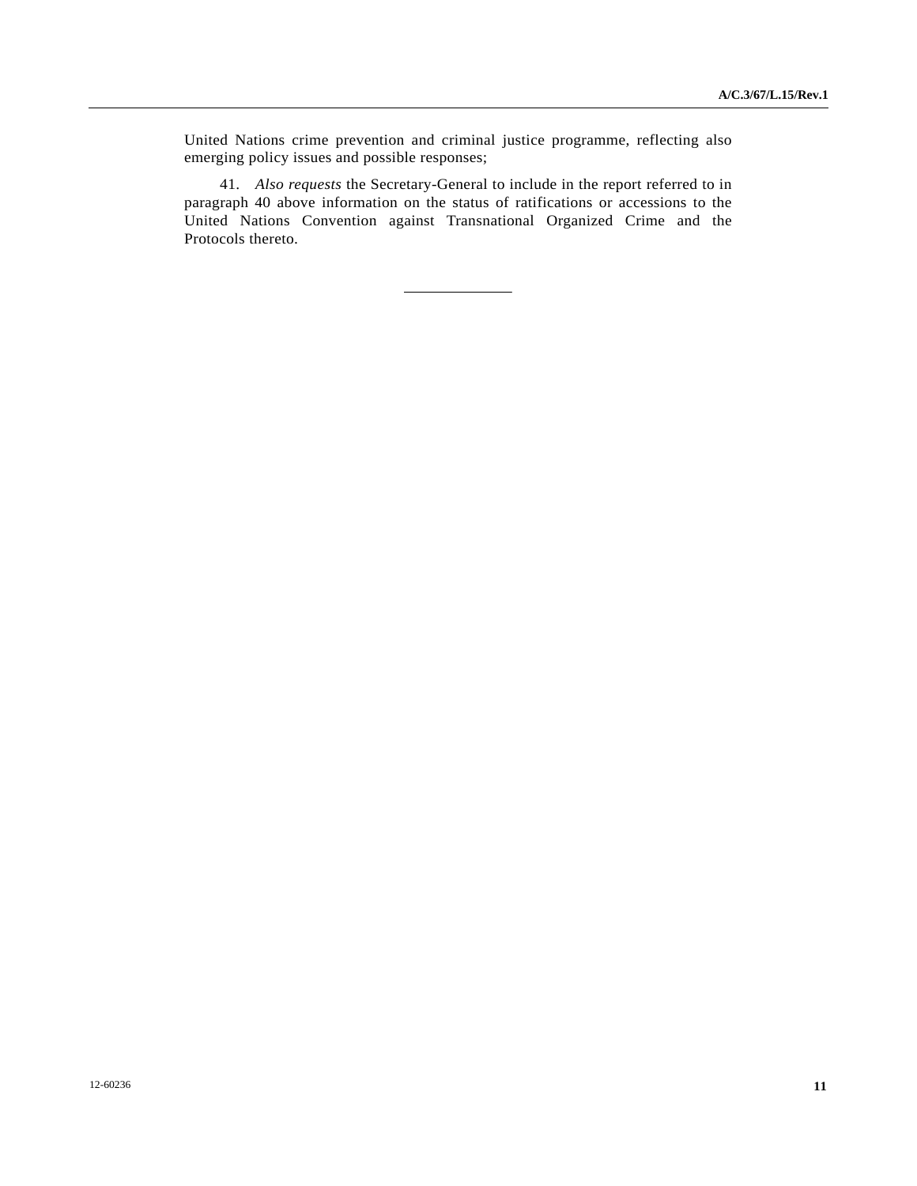United Nations crime prevention and criminal justice programme, reflecting also emerging policy issues and possible responses;

41. *Also requests* the Secretary-General to include in the report referred to in paragraph 40 above information on the status of ratifications or accessions to the United Nations Convention against Transnational Organized Crime and the Protocols thereto.